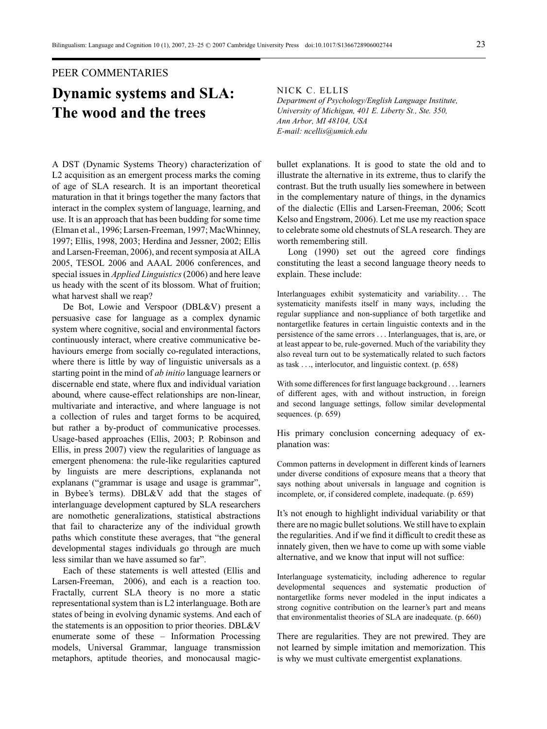PEER COMMENTARIES

# Dynamic systems and SLA: The wood and the trees

NICK C. ELLIS
*Department of Psychology/English Language Institute, University of Michigan, 401 E. Liberty St., Ste. 350, Ann Arbor, MI 48104, USA*
*E-mail: ncellis@umich.edu*

A DST (Dynamic Systems Theory) characterization of L2 acquisition as an emergent process marks the coming of age of SLA research. It is an important theoretical maturation in that it brings together the many factors that interact in the complex system of language, learning, and use. It is an approach that has been budding for some time (Elman et al., 1996; Larsen-Freeman, 1997; MacWhinney, 1997; Ellis, 1998, 2003; Herdina and Jessner, 2002; Ellis and Larsen-Freeman, 2006), and recent symposia at AILA 2005, TESOL 2006 and AAAL 2006 conferences, and special issues in *Applied Linguistics* (2006) and here leave us heady with the scent of its blossom. What of fruition; what harvest shall we reap?

De Bot, Lowie and Verspoor (DBL&V) present a persuasive case for language as a complex dynamic system where cognitive, social and environmental factors continuously interact, where creative communicative behaviours emerge from socially co-regulated interactions, where there is little by way of linguistic universals as a starting point in the mind of *ab initio* language learners or discernable end state, where flux and individual variation abound, where cause-effect relationships are non-linear, multivariate and interactive, and where language is not a collection of rules and target forms to be acquired, but rather a by-product of communicative processes. Usage-based approaches (Ellis, 2003; P. Robinson and Ellis, in press 2007) view the regularities of language as emergent phenomena: the rule-like regularities captured by linguists are mere descriptions, explananda not explanans ("grammar is usage and usage is grammar", in Bybee's terms). DBL&V add that the stages of interlanguage development captured by SLA researchers are nomothetic generalizations, statistical abstractions that fail to characterize any of the individual growth paths which constitute these averages, that "the general developmental stages individuals go through are much less similar than we have assumed so far".

Each of these statements is well attested (Ellis and Larsen-Freeman, 2006), and each is a reaction too. Fractally, current SLA theory is no more a static representational system than is L2 interlanguage. Both are states of being in evolving dynamic systems. And each of the statements is an opposition to prior theories. DBL&V enumerate some of these – Information Processing models, Universal Grammar, language transmission metaphors, aptitude theories, and monocausal magic-bullet explanations. It is good to state the old and to illustrate the alternative in its extreme, thus to clarify the contrast. But the truth usually lies somewhere in between in the complementary nature of things, in the dynamics of the dialectic (Ellis and Larsen-Freeman, 2006; Scott Kelso and Engstrøm, 2006). Let me use my reaction space to celebrate some old chestnuts of SLA research. They are worth remembering still.

Long (1990) set out the agreed core findings constituting the least a second language theory needs to explain. These include:

> Interlanguages exhibit systematicity and variability. . . The systematicity manifests itself in many ways, including the regular suppliance and non-suppliance of both targetlike and nontargetlike features in certain linguistic contexts and in the persistence of the same errors . . . Interlanguages, that is, are, or at least appear to be, rule-governed. Much of the variability they also reveal turn out to be systematically related to such factors as task . . ., interlocutor, and linguistic context. (p. 658)

> With some differences for first language background . . . learners of different ages, with and without instruction, in foreign and second language settings, follow similar developmental sequences. (p. 659)

His primary conclusion concerning adequacy of explanation was:

> Common patterns in development in different kinds of learners under diverse conditions of exposure means that a theory that says nothing about universals in language and cognition is incomplete, or, if considered complete, inadequate. (p. 659)

It's not enough to highlight individual variability or that there are no magic bullet solutions. We still have to explain the regularities. And if we find it difficult to credit these as innately given, then we have to come up with some viable alternative, and we know that input will not suffice:

> Interlanguage systematicity, including adherence to regular developmental sequences and systematic production of nontargetlike forms never modeled in the input indicates a strong cognitive contribution on the learner's part and means that environmentalist theories of SLA are inadequate. (p. 660)

There are regularities. They are not prewired. They are not learned by simple imitation and memorization. This is why we must cultivate emergentist explanations.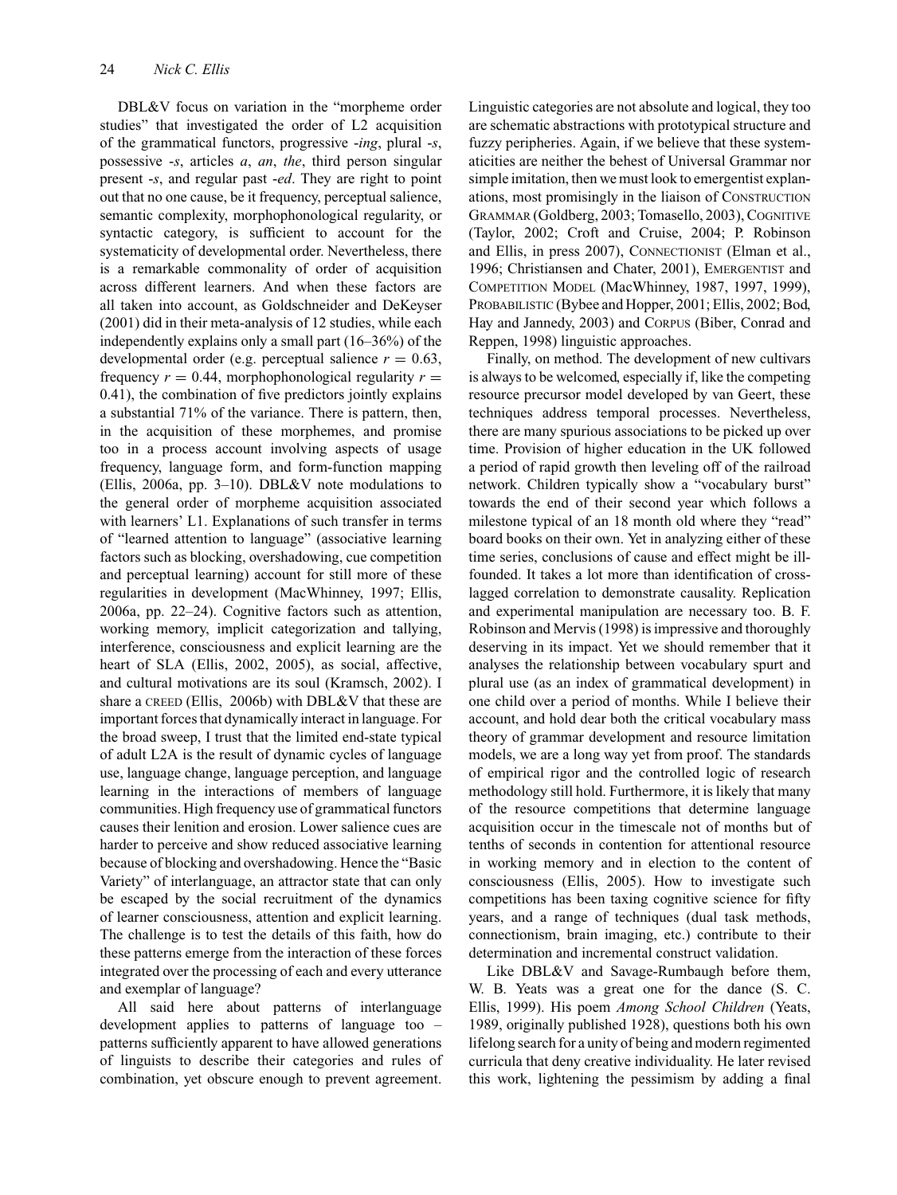DBL&V focus on variation in the "morpheme order studies" that investigated the order of L2 acquisition of the grammatical functors, progressive *-ing*, plural *-s*, possessive *-s*, articles *a*, *an*, *the*, third person singular present *-s*, and regular past *-ed*. They are right to point out that no one cause, be it frequency, perceptual salience, semantic complexity, morphophonological regularity, or syntactic category, is sufficient to account for the systematicity of developmental order. Nevertheless, there is a remarkable commonality of order of acquisition across different learners. And when these factors are all taken into account, as Goldschneider and DeKeyser (2001) did in their meta-analysis of 12 studies, while each independently explains only a small part (16–36%) of the developmental order (e.g. perceptual salience $r = 0.63$, frequency $r = 0.44$, morphophonological regularity $r = 0.41$), the combination of five predictors jointly explains a substantial 71% of the variance. There is pattern, then, in the acquisition of these morphemes, and promise too in a process account involving aspects of usage frequency, language form, and form-function mapping (Ellis, 2006a, pp. 3–10). DBL&V note modulations to the general order of morpheme acquisition associated with learners' L1. Explanations of such transfer in terms of "learned attention to language" (associative learning factors such as blocking, overshadowing, cue competition and perceptual learning) account for still more of these regularities in development (MacWhinney, 1997; Ellis, 2006a, pp. 22–24). Cognitive factors such as attention, working memory, implicit categorization and tallying, interference, consciousness and explicit learning are the heart of SLA (Ellis, 2002, 2005), as social, affective, and cultural motivations are its soul (Kramsch, 2002). I share a CREED (Ellis, 2006b) with DBL&V that these are important forces that dynamically interact in language. For the broad sweep, I trust that the limited end-state typical of adult L2A is the result of dynamic cycles of language use, language change, language perception, and language learning in the interactions of members of language communities. High frequency use of grammatical functors causes their lenition and erosion. Lower salience cues are harder to perceive and show reduced associative learning because of blocking and overshadowing. Hence the "Basic Variety" of interlanguage, an attractor state that can only be escaped by the social recruitment of the dynamics of learner consciousness, attention and explicit learning. The challenge is to test the details of this faith, how do these patterns emerge from the interaction of these forces integrated over the processing of each and every utterance and exemplar of language?

All said here about patterns of interlanguage development applies to patterns of language too – patterns sufficiently apparent to have allowed generations of linguists to describe their categories and rules of combination, yet obscure enough to prevent agreement. Linguistic categories are not absolute and logical, they too are schematic abstractions with prototypical structure and fuzzy peripheries. Again, if we believe that these systematicities are neither the behest of Universal Grammar nor simple imitation, then we must look to emergentist explanations, most promisingly in the liaison of CONSTRUCTION GRAMMAR (Goldberg, 2003; Tomasello, 2003), COGNITIVE (Taylor, 2002; Croft and Cruise, 2004; P. Robinson and Ellis, in press 2007), CONNECTIONIST (Elman et al., 1996; Christiansen and Chater, 2001), EMERGENTIST and COMPETITION MODEL (MacWhinney, 1987, 1997, 1999), PROBABILISTIC (Bybee and Hopper, 2001; Ellis, 2002; Bod, Hay and Jannedy, 2003) and CORPUS (Biber, Conrad and Reppen, 1998) linguistic approaches.

Finally, on method. The development of new cultivars is always to be welcomed, especially if, like the competing resource precursor model developed by van Geert, these techniques address temporal processes. Nevertheless, there are many spurious associations to be picked up over time. Provision of higher education in the UK followed a period of rapid growth then leveling off of the railroad network. Children typically show a "vocabulary burst" towards the end of their second year which follows a milestone typical of an 18 month old where they "read" board books on their own. Yet in analyzing either of these time series, conclusions of cause and effect might be ill-founded. It takes a lot more than identification of cross-lagged correlation to demonstrate causality. Replication and experimental manipulation are necessary too. B. F. Robinson and Mervis (1998) is impressive and thoroughly deserving in its impact. Yet we should remember that it analyses the relationship between vocabulary spurt and plural use (as an index of grammatical development) in one child over a period of months. While I believe their account, and hold dear both the critical vocabulary mass theory of grammar development and resource limitation models, we are a long way yet from proof. The standards of empirical rigor and the controlled logic of research methodology still hold. Furthermore, it is likely that many of the resource competitions that determine language acquisition occur in the timescale not of months but of tenths of seconds in contention for attentional resource in working memory and in election to the content of consciousness (Ellis, 2005). How to investigate such competitions has been taxing cognitive science for fifty years, and a range of techniques (dual task methods, connectionism, brain imaging, etc.) contribute to their determination and incremental construct validation.

Like DBL&V and Savage-Rumbaugh before them, W. B. Yeats was a great one for the dance (S. C. Ellis, 1999). His poem *Among School Children* (Yeats, 1989, originally published 1928), questions both his own lifelong search for a unity of being and modern regimented curricula that deny creative individuality. He later revised this work, lightening the pessimism by adding a final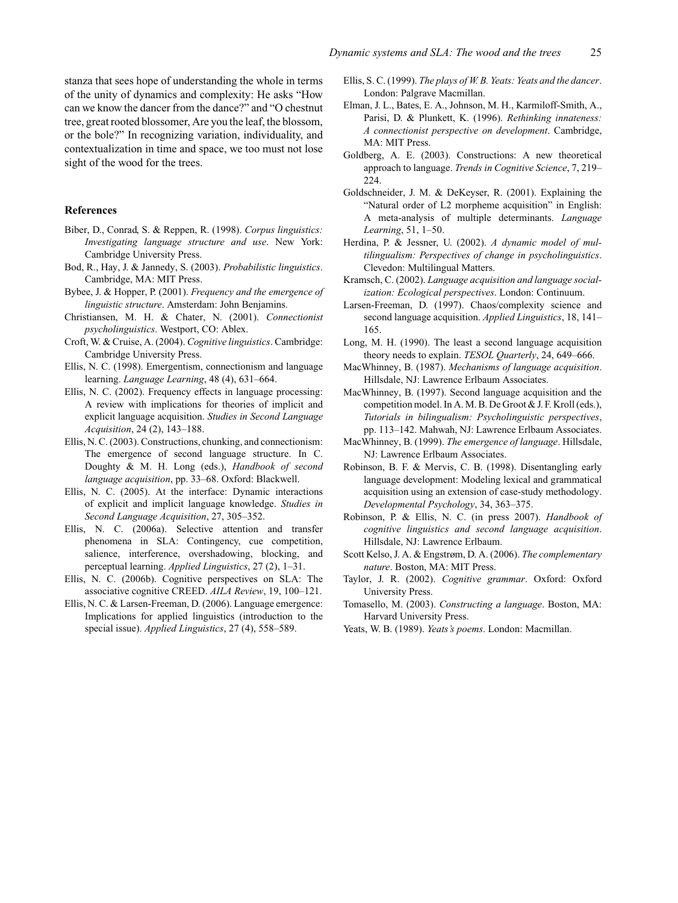stanza that sees hope of understanding the whole in terms of the unity of dynamics and complexity: He asks "How can we know the dancer from the dance?" and "O chestnut tree, great rooted blossomer, Are you the leaf, the blossom, or the bole?" In recognizing variation, individuality, and contextualization in time and space, we too must not lose sight of the wood for the trees.

### References

Biber, D., Conrad, S. & Reppen, R. (1998). *Corpus linguistics: Investigating language structure and use*. New York: Cambridge University Press.

Bod, R., Hay, J. & Jannedy, S. (2003). *Probabilistic linguistics*. Cambridge, MA: MIT Press.

Bybee, J. & Hopper, P. (2001). *Frequency and the emergence of linguistic structure*. Amsterdam: John Benjamins.

Christiansen, M. H. & Chater, N. (2001). *Connectionist psycholinguistics*. Westport, CO: Ablex.

Croft, W. & Cruise, A. (2004). *Cognitive linguistics*. Cambridge: Cambridge University Press.

Ellis, N. C. (1998). Emergentism, connectionism and language learning. *Language Learning*, 48 (4), 631–664.

Ellis, N. C. (2002). Frequency effects in language processing: A review with implications for theories of implicit and explicit language acquisition. *Studies in Second Language Acquisition*, 24 (2), 143–188.

Ellis, N. C. (2003). Constructions, chunking, and connectionism: The emergence of second language structure. In C. Doughty & M. H. Long (eds.), *Handbook of second language acquisition*, pp. 33–68. Oxford: Blackwell.

Ellis, N. C. (2005). At the interface: Dynamic interactions of explicit and implicit language knowledge. *Studies in Second Language Acquisition*, 27, 305–352.

Ellis, N. C. (2006a). Selective attention and transfer phenomena in SLA: Contingency, cue competition, salience, interference, overshadowing, blocking, and perceptual learning. *Applied Linguistics*, 27 (2), 1–31.

Ellis, N. C. (2006b). Cognitive perspectives on SLA: The associative cognitive CREED. *AILA Review*, 19, 100–121.

Ellis, N. C. & Larsen-Freeman, D. (2006). Language emergence: Implications for applied linguistics (introduction to the special issue). *Applied Linguistics*, 27 (4), 558–589.

Ellis, S. C. (1999). *The plays of W. B. Yeats: Yeats and the dancer*. London: Palgrave Macmillan.

Elman, J. L., Bates, E. A., Johnson, M. H., Karmiloff-Smith, A., Parisi, D. & Plunkett, K. (1996). *Rethinking innateness: A connectionist perspective on development*. Cambridge, MA: MIT Press.

Goldberg, A. E. (2003). Constructions: A new theoretical approach to language. *Trends in Cognitive Science*, 7, 219–224.

Goldschneider, J. M. & DeKeyser, R. (2001). Explaining the "Natural order of L2 morpheme acquisition" in English: A meta-analysis of multiple determinants. *Language Learning*, 51, 1–50.

Herdina, P. & Jessner, U. (2002). *A dynamic model of multilingualism: Perspectives of change in psycholinguistics*. Clevedon: Multilingual Matters.

Kramsch, C. (2002). *Language acquisition and language socialization: Ecological perspectives*. London: Continuum.

Larsen-Freeman, D. (1997). Chaos/complexity science and second language acquisition. *Applied Linguistics*, 18, 141–165.

Long, M. H. (1990). The least a second language acquisition theory needs to explain. *TESOL Quarterly*, 24, 649–666.

MacWhinney, B. (1987). *Mechanisms of language acquisition*. Hillsdale, NJ: Lawrence Erlbaum Associates.

MacWhinney, B. (1997). Second language acquisition and the competition model. In A. M. B. De Groot & J. F. Kroll (eds.), *Tutorials in bilingualism: Psycholinguistic perspectives*, pp. 113–142. Mahwah, NJ: Lawrence Erlbaum Associates.

MacWhinney, B. (1999). *The emergence of language*. Hillsdale, NJ: Lawrence Erlbaum Associates.

Robinson, B. F. & Mervis, C. B. (1998). Disentangling early language development: Modeling lexical and grammatical acquisition using an extension of case-study methodology. *Developmental Psychology*, 34, 363–375.

Robinson, P. & Ellis, N. C. (in press 2007). *Handbook of cognitive linguistics and second language acquisition*. Hillsdale, NJ: Lawrence Erlbaum.

Scott Kelso, J. A. & Engstrøm, D. A. (2006). *The complementary nature*. Boston, MA: MIT Press.

Taylor, J. R. (2002). *Cognitive grammar*. Oxford: Oxford University Press.

Tomasello, M. (2003). *Constructing a language*. Boston, MA: Harvard University Press.

Yeats, W. B. (1989). *Yeats's poems*. London: Macmillan.